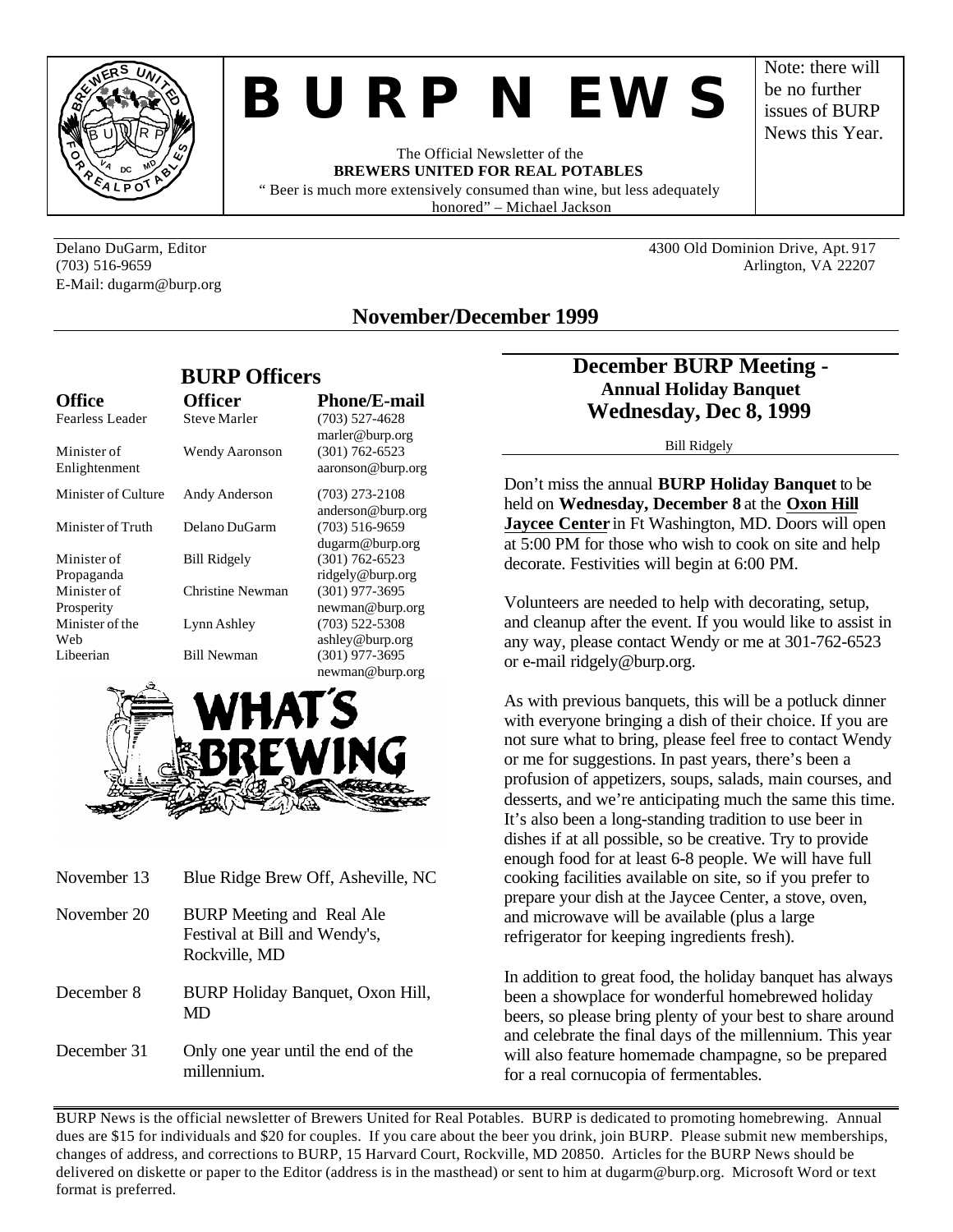# B U R P N EWS

The Official Newsletter of the
**BREWERS UNITED FOR REAL POTABLES**
" Beer is much more extensively consumed than wine, but less adequately honored" – Michael Jackson

Note: there will be no further issues of BURP News this Year.

Delano DuGarm, Editor
(703) 516-9659
E-Mail: dugarm@burp.org

4300 Old Dominion Drive, Apt. 917
Arlington, VA 22207

## November/December 1999

## BURP Officers

| Office | Officer | Phone/E-mail |
|---|---|---|
| Fearless Leader | Steve Marler | (703) 527-4628 marler@burp.org |
| Minister of Enlightenment | Wendy Aaronson | (301) 762-6523 aaronson@burp.org |
| Minister of Culture | Andy Anderson | (703) 273-2108 anderson@burp.org |
| Minister of Truth | Delano DuGarm | (703) 516-9659 dugarm@burp.org |
| Minister of Propaganda | Bill Ridgely | (301) 762-6523 ridgely@burp.org |
| Minister of Prosperity | Christine Newman | (301) 977-3695 newman@burp.org |
| Minister of the Web | Lynn Ashley | (703) 522-5308 ashley@burp.org |
| Libeerian | Bill Newman | (301) 977-3695 newman@burp.org |

## WHAT'S BREWING

| | |
|---|---|
| November 13 | Blue Ridge Brew Off, Asheville, NC |
| November 20 | BURP Meeting and Real Ale Festival at Bill and Wendy's, Rockville, MD |
| December 8 | BURP Holiday Banquet, Oxon Hill, MD |
| December 31 | Only one year until the end of the millennium. |

## December BURP Meeting - Annual Holiday Banquet Wednesday, Dec 8, 1999

Bill Ridgely

Don't miss the annual **BURP Holiday Banquet** to be held on **Wednesday, December 8** at the **Oxon Hill Jaycee Center** in Ft Washington, MD. Doors will open at 5:00 PM for those who wish to cook on site and help decorate. Festivities will begin at 6:00 PM.

Volunteers are needed to help with decorating, setup, and cleanup after the event. If you would like to assist in any way, please contact Wendy or me at 301-762-6523 or e-mail ridgely@burp.org.

As with previous banquets, this will be a potluck dinner with everyone bringing a dish of their choice. If you are not sure what to bring, please feel free to contact Wendy or me for suggestions. In past years, there's been a profusion of appetizers, soups, salads, main courses, and desserts, and we're anticipating much the same this time. It's also been a long-standing tradition to use beer in dishes if at all possible, so be creative. Try to provide enough food for at least 6-8 people. We will have full cooking facilities available on site, so if you prefer to prepare your dish at the Jaycee Center, a stove, oven, and microwave will be available (plus a large refrigerator for keeping ingredients fresh).

In addition to great food, the holiday banquet has always been a showplace for wonderful homebrewed holiday beers, so please bring plenty of your best to share around and celebrate the final days of the millennium. This year will also feature homemade champagne, so be prepared for a real cornucopia of fermentables.

BURP News is the official newsletter of Brewers United for Real Potables. BURP is dedicated to promoting homebrewing. Annual dues are $15 for individuals and $20 for couples. If you care about the beer you drink, join BURP. Please submit new memberships, changes of address, and corrections to BURP, 15 Harvard Court, Rockville, MD 20850. Articles for the BURP News should be delivered on diskette or paper to the Editor (address is in the masthead) or sent to him at dugarm@burp.org. Microsoft Word or text format is preferred.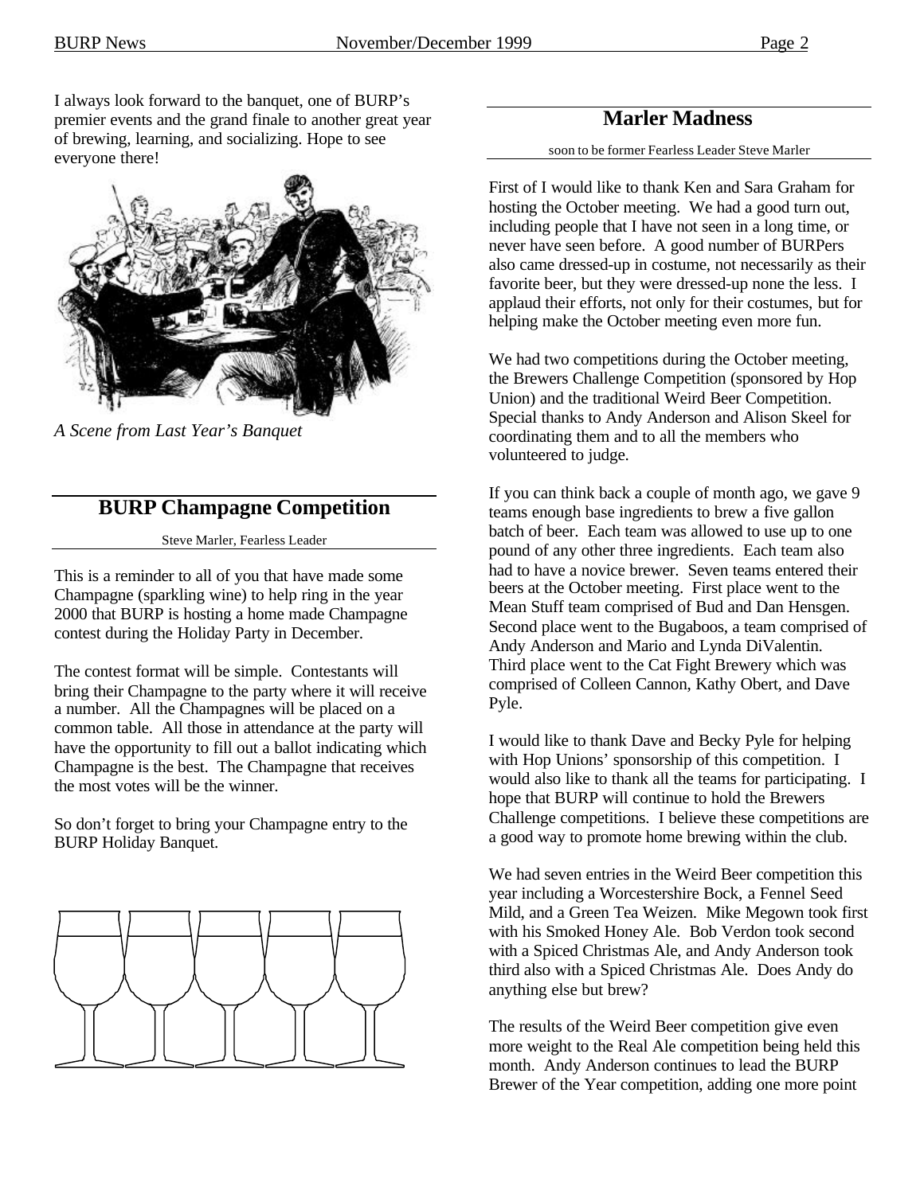I always look forward to the banquet, one of BURP's premier events and the grand finale to another great year of brewing, learning, and socializing. Hope to see everyone there!

*A Scene from Last Year's Banquet*

## BURP Champagne Competition

Steve Marler, Fearless Leader

This is a reminder to all of you that have made some Champagne (sparkling wine) to help ring in the year 2000 that BURP is hosting a home made Champagne contest during the Holiday Party in December.

The contest format will be simple. Contestants will bring their Champagne to the party where it will receive a number. All the Champagnes will be placed on a common table. All those in attendance at the party will have the opportunity to fill out a ballot indicating which Champagne is the best. The Champagne that receives the most votes will be the winner.

So don't forget to bring your Champagne entry to the BURP Holiday Banquet.

## Marler Madness

soon to be former Fearless Leader Steve Marler

First of I would like to thank Ken and Sara Graham for hosting the October meeting. We had a good turn out, including people that I have not seen in a long time, or never have seen before. A good number of BURPers also came dressed-up in costume, not necessarily as their favorite beer, but they were dressed-up none the less. I applaud their efforts, not only for their costumes, but for helping make the October meeting even more fun.

We had two competitions during the October meeting, the Brewers Challenge Competition (sponsored by Hop Union) and the traditional Weird Beer Competition. Special thanks to Andy Anderson and Alison Skeel for coordinating them and to all the members who volunteered to judge.

If you can think back a couple of month ago, we gave 9 teams enough base ingredients to brew a five gallon batch of beer. Each team was allowed to use up to one pound of any other three ingredients. Each team also had to have a novice brewer. Seven teams entered their beers at the October meeting. First place went to the Mean Stuff team comprised of Bud and Dan Hensgen. Second place went to the Bugaboos, a team comprised of Andy Anderson and Mario and Lynda DiValentin. Third place went to the Cat Fight Brewery which was comprised of Colleen Cannon, Kathy Obert, and Dave Pyle.

I would like to thank Dave and Becky Pyle for helping with Hop Unions' sponsorship of this competition. I would also like to thank all the teams for participating. I hope that BURP will continue to hold the Brewers Challenge competitions. I believe these competitions are a good way to promote home brewing within the club.

We had seven entries in the Weird Beer competition this year including a Worcestershire Bock, a Fennel Seed Mild, and a Green Tea Weizen. Mike Megown took first with his Smoked Honey Ale. Bob Verdon took second with a Spiced Christmas Ale, and Andy Anderson took third also with a Spiced Christmas Ale. Does Andy do anything else but brew?

The results of the Weird Beer competition give even more weight to the Real Ale competition being held this month. Andy Anderson continues to lead the BURP Brewer of the Year competition, adding one more point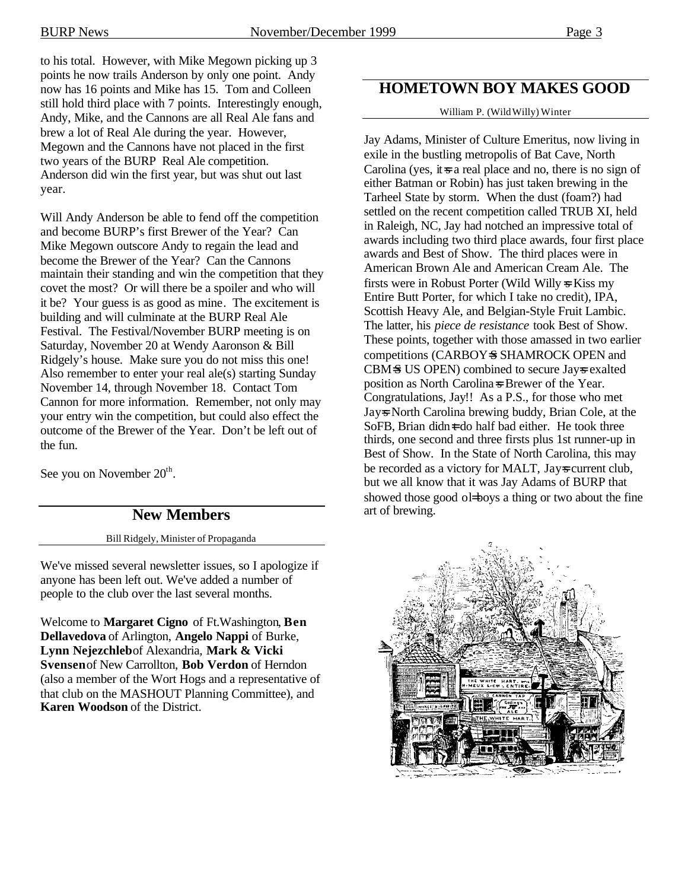to his total. However, with Mike Megown picking up 3 points he now trails Anderson by only one point. Andy now has 16 points and Mike has 15. Tom and Colleen still hold third place with 7 points. Interestingly enough, Andy, Mike, and the Cannons are all Real Ale fans and brew a lot of Real Ale during the year. However, Megown and the Cannons have not placed in the first two years of the BURP Real Ale competition. Anderson did win the first year, but was shut out last year.

Will Andy Anderson be able to fend off the competition and become BURP's first Brewer of the Year? Can Mike Megown outscore Andy to regain the lead and become the Brewer of the Year? Can the Cannons maintain their standing and win the competition that they covet the most? Or will there be a spoiler and who will it be? Your guess is as good as mine. The excitement is building and will culminate at the BURP Real Ale Festival. The Festival/November BURP meeting is on Saturday, November 20 at Wendy Aaronson & Bill Ridgely's house. Make sure you do not miss this one! Also remember to enter your real ale(s) starting Sunday November 14, through November 18. Contact Tom Cannon for more information. Remember, not only may your entry win the competition, but could also effect the outcome of the Brewer of the Year. Don't be left out of the fun.

See you on November 20th.

## New Members

Bill Ridgely, Minister of Propaganda

We've missed several newsletter issues, so I apologize if anyone has been left out. We've added a number of people to the club over the last several months.

Welcome to **Margaret Cigno** of Ft.Washington, **Ben Dellavedova** of Arlington, **Angelo Nappi** of Burke, **Lynn Nejezchleb** of Alexandria, **Mark & Vicki Svensen** of New Carrollton, **Bob Verdon** of Herndon (also a member of the Wort Hogs and a representative of that club on the MASHOUT Planning Committee), and **Karen Woodson** of the District.

## HOMETOWN BOY MAKES GOOD

William P. (Wild Willy) Winter

Jay Adams, Minister of Culture Emeritus, now living in exile in the bustling metropolis of Bat Cave, North Carolina (yes, it's a real place and no, there is no sign of either Batman or Robin) has just taken brewing in the Tarheel State by storm. When the dust (foam?) had settled on the recent competition called TRUB XI, held in Raleigh, NC, Jay had notched an impressive total of awards including two third place awards, four first place awards and Best of Show. The third places were in American Brown Ale and American Cream Ale. The firsts were in Robust Porter (Wild Willy's Kiss my Entire Butt Porter, for which I take no credit), IPA, Scottish Heavy Ale, and Belgian-Style Fruit Lambic. The latter, his *piece de resistance* took Best of Show. These points, together with those amassed in two earlier competitions (CARBOY'S SHAMROCK OPEN and CBM'S US OPEN) combined to secure Jay's exalted position as North Carolina's Brewer of the Year. Congratulations, Jay!! As a P.S., for those who met Jay's North Carolina brewing buddy, Brian Cole, at the SoFB, Brian didn't do half bad either. He took three thirds, one second and three firsts plus 1st runner-up in Best of Show. In the State of North Carolina, this may be recorded as a victory for MALT, Jay's current club, but we all know that it was Jay Adams of BURP that showed those good ol' boys a thing or two about the fine art of brewing.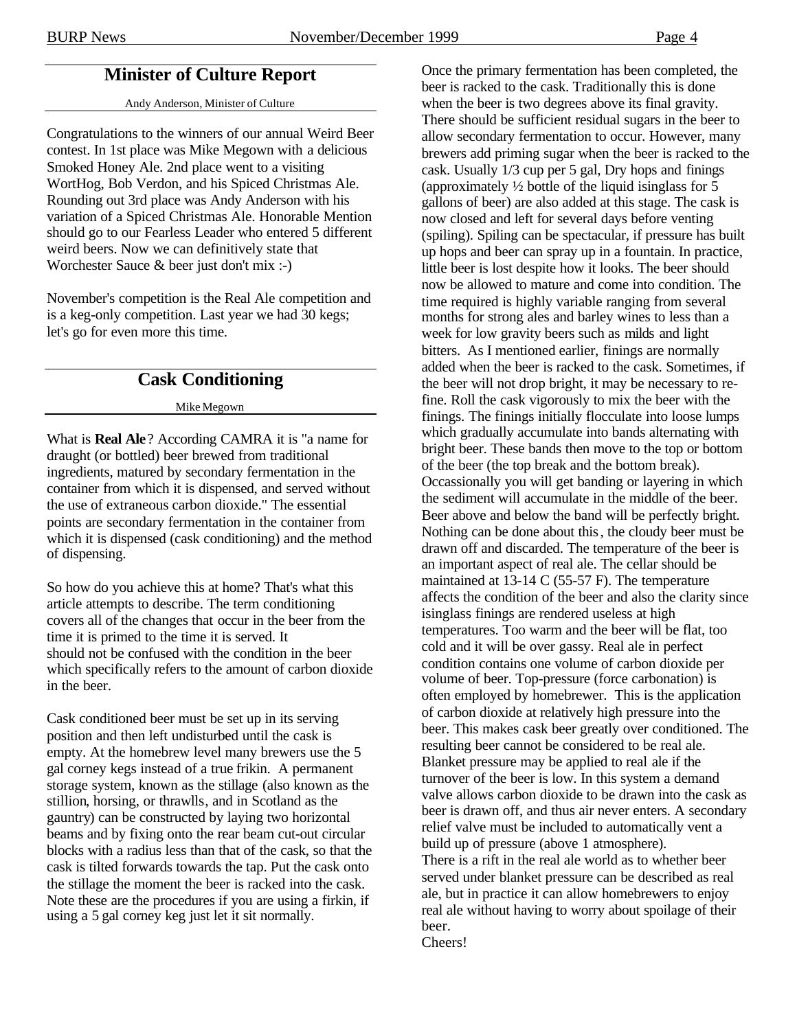## Minister of Culture Report

Andy Anderson, Minister of Culture

Congratulations to the winners of our annual Weird Beer contest. In 1st place was Mike Megown with a delicious Smoked Honey Ale. 2nd place went to a visiting WortHog, Bob Verdon, and his Spiced Christmas Ale. Rounding out 3rd place was Andy Anderson with his variation of a Spiced Christmas Ale. Honorable Mention should go to our Fearless Leader who entered 5 different weird beers. Now we can definitively state that Worchester Sauce & beer just don't mix :-)

November's competition is the Real Ale competition and is a keg-only competition. Last year we had 30 kegs; let's go for even more this time.

## Cask Conditioning

Mike Megown

What is **Real Ale**? According CAMRA it is "a name for draught (or bottled) beer brewed from traditional ingredients, matured by secondary fermentation in the container from which it is dispensed, and served without the use of extraneous carbon dioxide." The essential points are secondary fermentation in the container from which it is dispensed (cask conditioning) and the method of dispensing.

So how do you achieve this at home? That's what this article attempts to describe. The term conditioning covers all of the changes that occur in the beer from the time it is primed to the time it is served. It should not be confused with the condition in the beer which specifically refers to the amount of carbon dioxide in the beer.

Cask conditioned beer must be set up in its serving position and then left undisturbed until the cask is empty. At the homebrew level many brewers use the 5 gal corney kegs instead of a true frikin. A permanent storage system, known as the stillage (also known as the stillion, horsing, or thrawlls, and in Scotland as the gauntry) can be constructed by laying two horizontal beams and by fixing onto the rear beam cut-out circular blocks with a radius less than that of the cask, so that the cask is tilted forwards towards the tap. Put the cask onto the stillage the moment the beer is racked into the cask. Note these are the procedures if you are using a firkin, if using a 5 gal corney keg just let it sit normally.

Once the primary fermentation has been completed, the beer is racked to the cask. Traditionally this is done when the beer is two degrees above its final gravity. There should be sufficient residual sugars in the beer to allow secondary fermentation to occur. However, many brewers add priming sugar when the beer is racked to the cask. Usually 1/3 cup per 5 gal, Dry hops and finings (approximately ½ bottle of the liquid isinglass for 5 gallons of beer) are also added at this stage. The cask is now closed and left for several days before venting (spiling). Spiling can be spectacular, if pressure has built up hops and beer can spray up in a fountain. In practice, little beer is lost despite how it looks. The beer should now be allowed to mature and come into condition. The time required is highly variable ranging from several months for strong ales and barley wines to less than a week for low gravity beers such as milds and light bitters. As I mentioned earlier, finings are normally added when the beer is racked to the cask. Sometimes, if the beer will not drop bright, it may be necessary to re-fine. Roll the cask vigorously to mix the beer with the finings. The finings initially flocculate into loose lumps which gradually accumulate into bands alternating with bright beer. These bands then move to the top or bottom of the beer (the top break and the bottom break). Occassionally you will get banding or layering in which the sediment will accumulate in the middle of the beer. Beer above and below the band will be perfectly bright. Nothing can be done about this, the cloudy beer must be drawn off and discarded. The temperature of the beer is an important aspect of real ale. The cellar should be maintained at 13-14 C (55-57 F). The temperature affects the condition of the beer and also the clarity since isinglass finings are rendered useless at high temperatures. Too warm and the beer will be flat, too cold and it will be over gassy. Real ale in perfect condition contains one volume of carbon dioxide per volume of beer. Top-pressure (force carbonation) is often employed by homebrewer. This is the application of carbon dioxide at relatively high pressure into the beer. This makes cask beer greatly over conditioned. The resulting beer cannot be considered to be real ale. Blanket pressure may be applied to real ale if the turnover of the beer is low. In this system a demand valve allows carbon dioxide to be drawn into the cask as beer is drawn off, and thus air never enters. A secondary relief valve must be included to automatically vent a build up of pressure (above 1 atmosphere).

There is a rift in the real ale world as to whether beer served under blanket pressure can be described as real ale, but in practice it can allow homebrewers to enjoy real ale without having to worry about spoilage of their beer.

Cheers!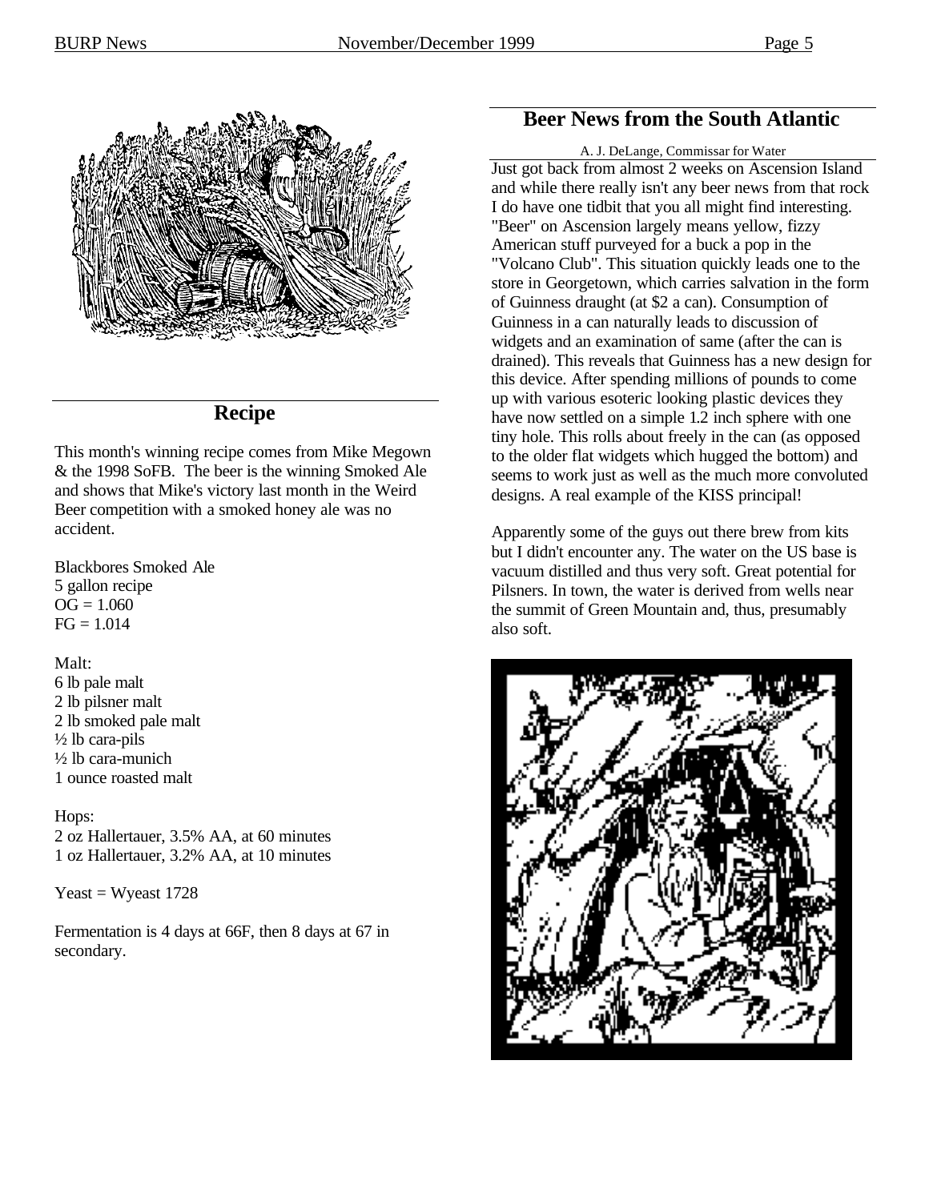## Recipe

This month's winning recipe comes from Mike Megown & the 1998 SoFB. The beer is the winning Smoked Ale and shows that Mike's victory last month in the Weird Beer competition with a smoked honey ale was no accident.

Blackbores Smoked Ale
5 gallon recipe
OG = 1.060
FG = 1.014

Malt:
6 lb pale malt
2 lb pilsner malt
2 lb smoked pale malt
½ lb cara-pils
½ lb cara-munich
1 ounce roasted malt

Hops:
2 oz Hallertauer, 3.5% AA, at 60 minutes
1 oz Hallertauer, 3.2% AA, at 10 minutes

Yeast = Wyeast 1728

Fermentation is 4 days at 66F, then 8 days at 67 in secondary.

## Beer News from the South Atlantic

A. J. DeLange, Commissar for Water

Just got back from almost 2 weeks on Ascension Island and while there really isn't any beer news from that rock I do have one tidbit that you all might find interesting. "Beer" on Ascension largely means yellow, fizzy American stuff purveyed for a buck a pop in the "Volcano Club". This situation quickly leads one to the store in Georgetown, which carries salvation in the form of Guinness draught (at $2 a can). Consumption of Guinness in a can naturally leads to discussion of widgets and an examination of same (after the can is drained). This reveals that Guinness has a new design for this device. After spending millions of pounds to come up with various esoteric looking plastic devices they have now settled on a simple 1.2 inch sphere with one tiny hole. This rolls about freely in the can (as opposed to the older flat widgets which hugged the bottom) and seems to work just as well as the much more convoluted designs. A real example of the KISS principal!

Apparently some of the guys out there brew from kits but I didn't encounter any. The water on the US base is vacuum distilled and thus very soft. Great potential for Pilsners. In town, the water is derived from wells near the summit of Green Mountain and, thus, presumably also soft.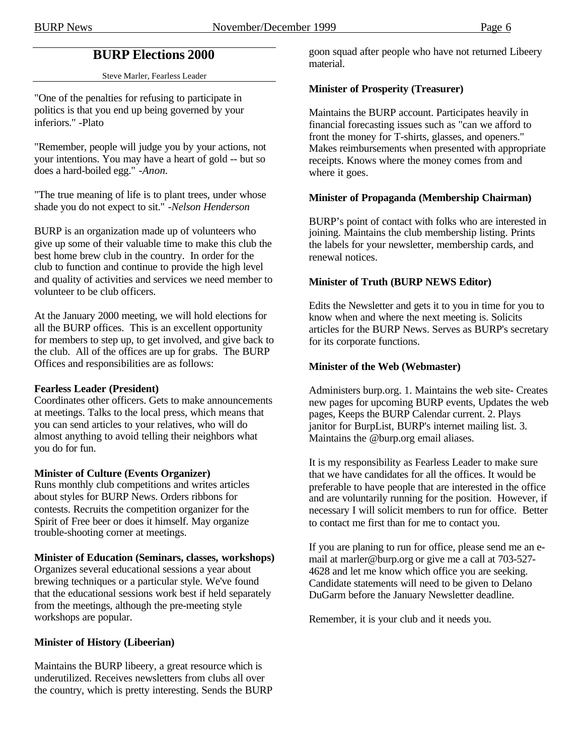## BURP Elections 2000

Steve Marler, Fearless Leader

"One of the penalties for refusing to participate in politics is that you end up being governed by your inferiors." -Plato

"Remember, people will judge you by your actions, not your intentions. You may have a heart of gold -- but so does a hard-boiled egg." *-Anon.*

"The true meaning of life is to plant trees, under whose shade you do not expect to sit." *-Nelson Henderson*

BURP is an organization made up of volunteers who give up some of their valuable time to make this club the best home brew club in the country. In order for the club to function and continue to provide the high level and quality of activities and services we need member to volunteer to be club officers.

At the January 2000 meeting, we will hold elections for all the BURP offices. This is an excellent opportunity for members to step up, to get involved, and give back to the club. All of the offices are up for grabs. The BURP Offices and responsibilities are as follows:

**Fearless Leader (President)**
Coordinates other officers. Gets to make announcements at meetings. Talks to the local press, which means that you can send articles to your relatives, who will do almost anything to avoid telling their neighbors what you do for fun.

**Minister of Culture (Events Organizer)**
Runs monthly club competitions and writes articles about styles for BURP News. Orders ribbons for contests. Recruits the competition organizer for the Spirit of Free beer or does it himself. May organize trouble-shooting corner at meetings.

**Minister of Education (Seminars, classes, workshops)**
Organizes several educational sessions a year about brewing techniques or a particular style. We've found that the educational sessions work best if held separately from the meetings, although the pre-meeting style workshops are popular.

**Minister of History (Libeerian)**

Maintains the BURP libeery, a great resource which is underutilized. Receives newsletters from clubs all over the country, which is pretty interesting. Sends the BURP goon squad after people who have not returned Libeery material.

**Minister of Prosperity (Treasurer)**

Maintains the BURP account. Participates heavily in financial forecasting issues such as "can we afford to front the money for T-shirts, glasses, and openers." Makes reimbursements when presented with appropriate receipts. Knows where the money comes from and where it goes.

**Minister of Propaganda (Membership Chairman)**

BURP's point of contact with folks who are interested in joining. Maintains the club membership listing. Prints the labels for your newsletter, membership cards, and renewal notices.

**Minister of Truth (BURP NEWS Editor)**

Edits the Newsletter and gets it to you in time for you to know when and where the next meeting is. Solicits articles for the BURP News. Serves as BURP's secretary for its corporate functions.

**Minister of the Web (Webmaster)**

Administers burp.org. 1. Maintains the web site- Creates new pages for upcoming BURP events, Updates the web pages, Keeps the BURP Calendar current. 2. Plays janitor for BurpList, BURP's internet mailing list. 3. Maintains the @burp.org email aliases.

It is my responsibility as Fearless Leader to make sure that we have candidates for all the offices. It would be preferable to have people that are interested in the office and are voluntarily running for the position. However, if necessary I will solicit members to run for office. Better to contact me first than for me to contact you.

If you are planing to run for office, please send me an e-mail at marler@burp.org or give me a call at 703-527-4628 and let me know which office you are seeking. Candidate statements will need to be given to Delano DuGarm before the January Newsletter deadline.

Remember, it is your club and it needs you.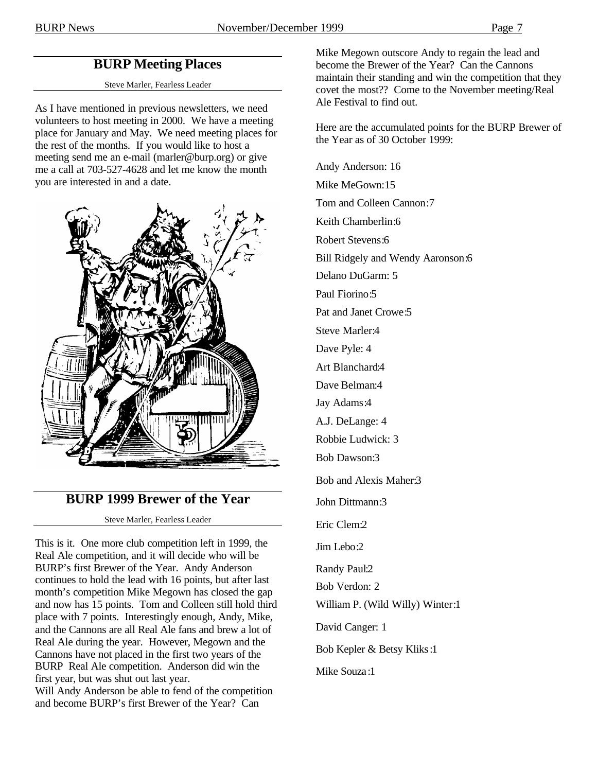## BURP Meeting Places

Steve Marler, Fearless Leader

As I have mentioned in previous newsletters, we need volunteers to host meeting in 2000. We have a meeting place for January and May. We need meeting places for the rest of the months. If you would like to host a meeting send me an e-mail (marler@burp.org) or give me a call at 703-527-4628 and let me know the month you are interested in and a date.

## BURP 1999 Brewer of the Year

Steve Marler, Fearless Leader

This is it. One more club competition left in 1999, the Real Ale competition, and it will decide who will be BURP's first Brewer of the Year. Andy Anderson continues to hold the lead with 16 points, but after last month's competition Mike Megown has closed the gap and now has 15 points. Tom and Colleen still hold third place with 7 points. Interestingly enough, Andy, Mike, and the Cannons are all Real Ale fans and brew a lot of Real Ale during the year. However, Megown and the Cannons have not placed in the first two years of the BURP Real Ale competition. Anderson did win the first year, but was shut out last year.

Will Andy Anderson be able to fend of the competition and become BURP's first Brewer of the Year? Can Mike Megown outscore Andy to regain the lead and become the Brewer of the Year? Can the Cannons maintain their standing and win the competition that they covet the most?? Come to the November meeting/Real Ale Festival to find out.

Here are the accumulated points for the BURP Brewer of the Year as of 30 October 1999:

Andy Anderson: 16

Mike MeGown:15

Tom and Colleen Cannon:7

Keith Chamberlin:6

Robert Stevens:6

Bill Ridgely and Wendy Aaronson:6

Delano DuGarm: 5

Paul Fiorino:5

Pat and Janet Crowe:5

Steve Marler:4

Dave Pyle: 4

Art Blanchard:4

Dave Belman:4

Jay Adams:4

A.J. DeLange: 4

Robbie Ludwick: 3

Bob Dawson:3

Bob and Alexis Maher:3

John Dittmann:3

Eric Clem:2

Jim Lebo:2

Randy Paul:2

Bob Verdon: 2

William P. (Wild Willy) Winter:1

David Canger: 1

Bob Kepler & Betsy Kliks:1

Mike Souza:1